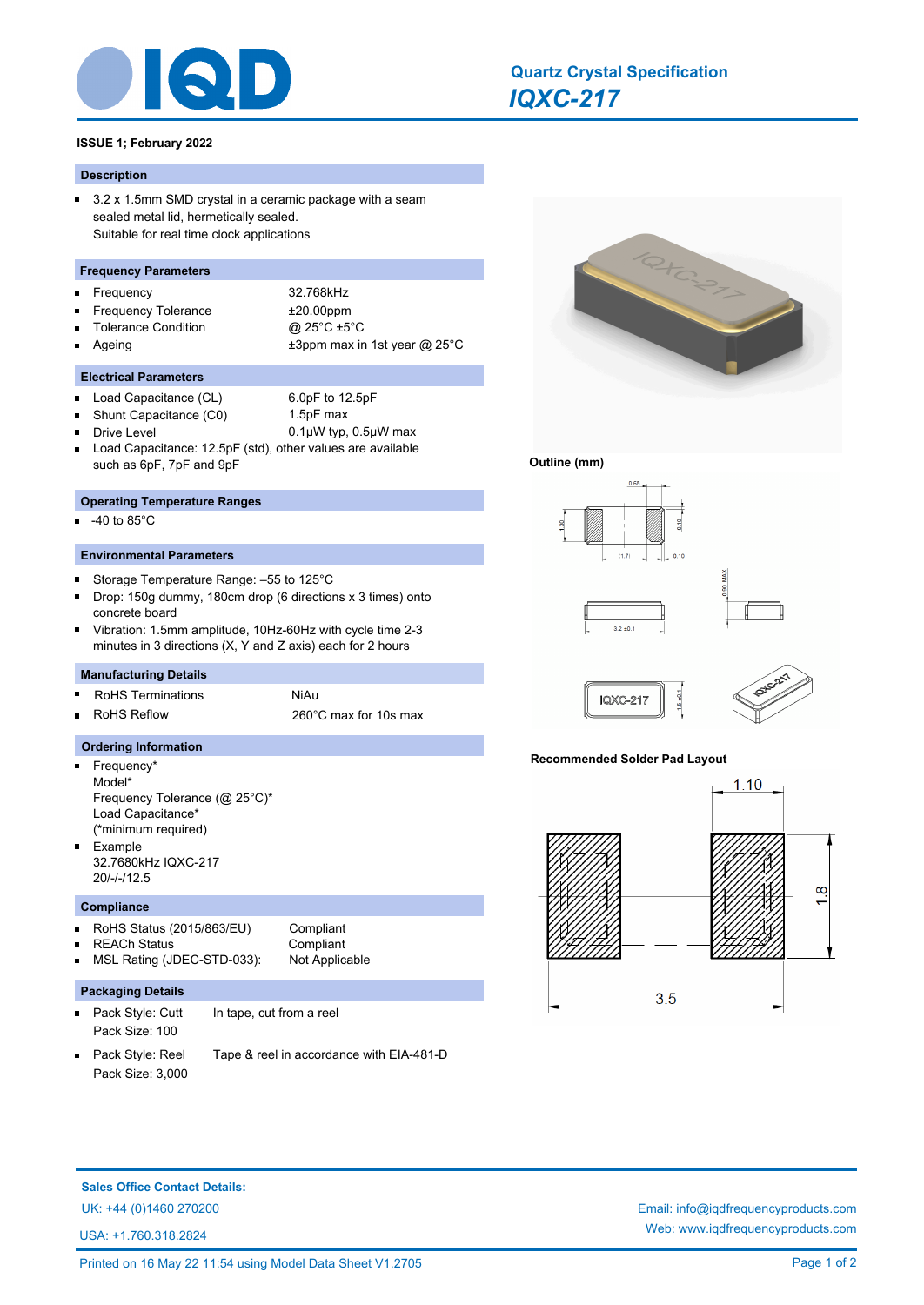# Quartz Crystal Specification

## *IQXC-217*

**ISSUE 1; February 2022**

## Description

- 3.2 x 1.5mm SMD crystal in a ceramic package with a seam sealed metal lid, hermetically sealed.
  Suitable for real time clock applications

## Frequency Parameters

- Frequency: 32.768kHz
- Frequency Tolerance: ±20.00ppm
- Tolerance Condition: @ 25°C ±5°C
- Ageing: ±3ppm max in 1st year @ 25°C

## Electrical Parameters

- Load Capacitance (CL): 6.0pF to 12.5pF
- Shunt Capacitance (C0): 1.5pF max
- Drive Level: 0.1µW typ, 0.5µW max
- Load Capacitance: 12.5pF (std), other values are available such as 6pF, 7pF and 9pF

## Operating Temperature Ranges

- -40 to 85°C

## Environmental Parameters

- Storage Temperature Range: –55 to 125°C
- Drop: 150g dummy, 180cm drop (6 directions x 3 times) onto concrete board
- Vibration: 1.5mm amplitude, 10Hz-60Hz with cycle time 2-3 minutes in 3 directions (X, Y and Z axis) each for 2 hours

## Manufacturing Details

- RoHS Terminations: NiAu
- RoHS Reflow: 260°C max for 10s max

## Ordering Information

- Frequency*
  Model*
  Frequency Tolerance (@ 25°C)*
  Load Capacitance*
  (*minimum required)
- Example
  32.7680kHz IQXC-217
  20/-/-/12.5

## Compliance

- RoHS Status (2015/863/EU): Compliant
- REACh Status: Compliant
- MSL Rating (JDEC-STD-033): Not Applicable

## Packaging Details

- Pack Style: Cutt — In tape, cut from a reel
  Pack Size: 100
- Pack Style: Reel — Tape & reel in accordance with EIA-481-D
  Pack Size: 3,000

**Outline (mm)**

**Recommended Solder Pad Layout**

**Sales Office Contact Details:**

UK: +44 (0)1460 270200

USA: +1.760.318.2824

Email: info@iqdfrequencyproducts.com

Web: www.iqdfrequencyproducts.com

Printed on 16 May 22 11:54 using Model Data Sheet V1.2705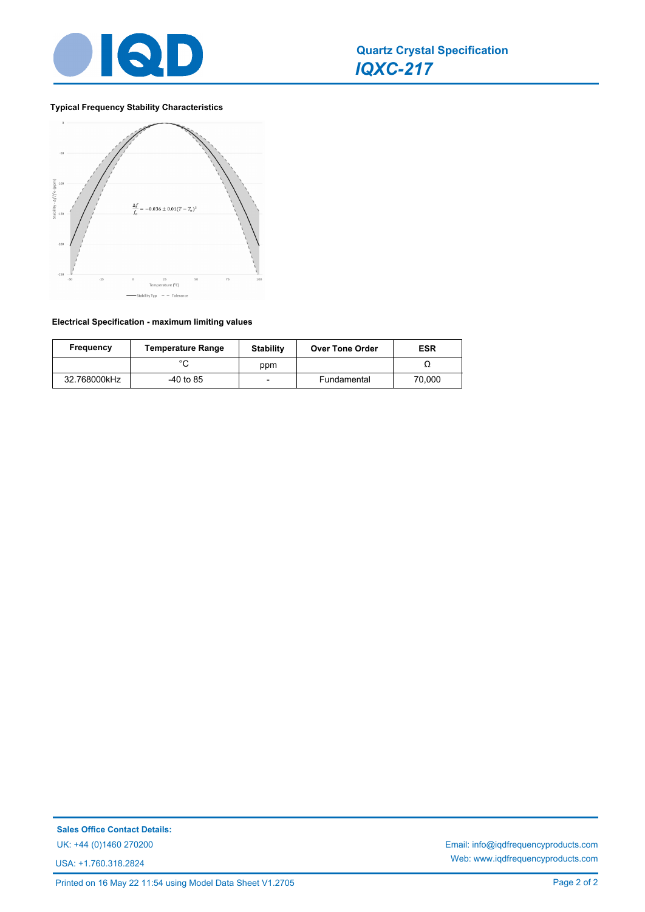### Typical Frequency Stability Characteristics

0
-50
-100
-150
-200
-250

Stability - Δf/fo (ppm)

$$\frac{\Delta f}{f_o} = -0.036 \pm 0.01(T - T_o)^2$$

-50 -25 0 25 50 75 100

Temperature (°C)

Stability Typ — — Tolerance

### Electrical Specification - maximum limiting values

| Frequency | Temperature Range | Stability | Over Tone Order | ESR |
|---|---|---|---|---|
| | °C | ppm | | Ω |
| 32.768000kHz | -40 to 85 | - | Fundamental | 70,000 |

**Sales Office Contact Details:**

UK: +44 (0)1460 270200

USA: +1.760.318.2824

Email: info@iqdfrequencyproducts.com

Web: www.iqdfrequencyproducts.com

Printed on 16 May 22 11:54 using Model Data Sheet V1.2705